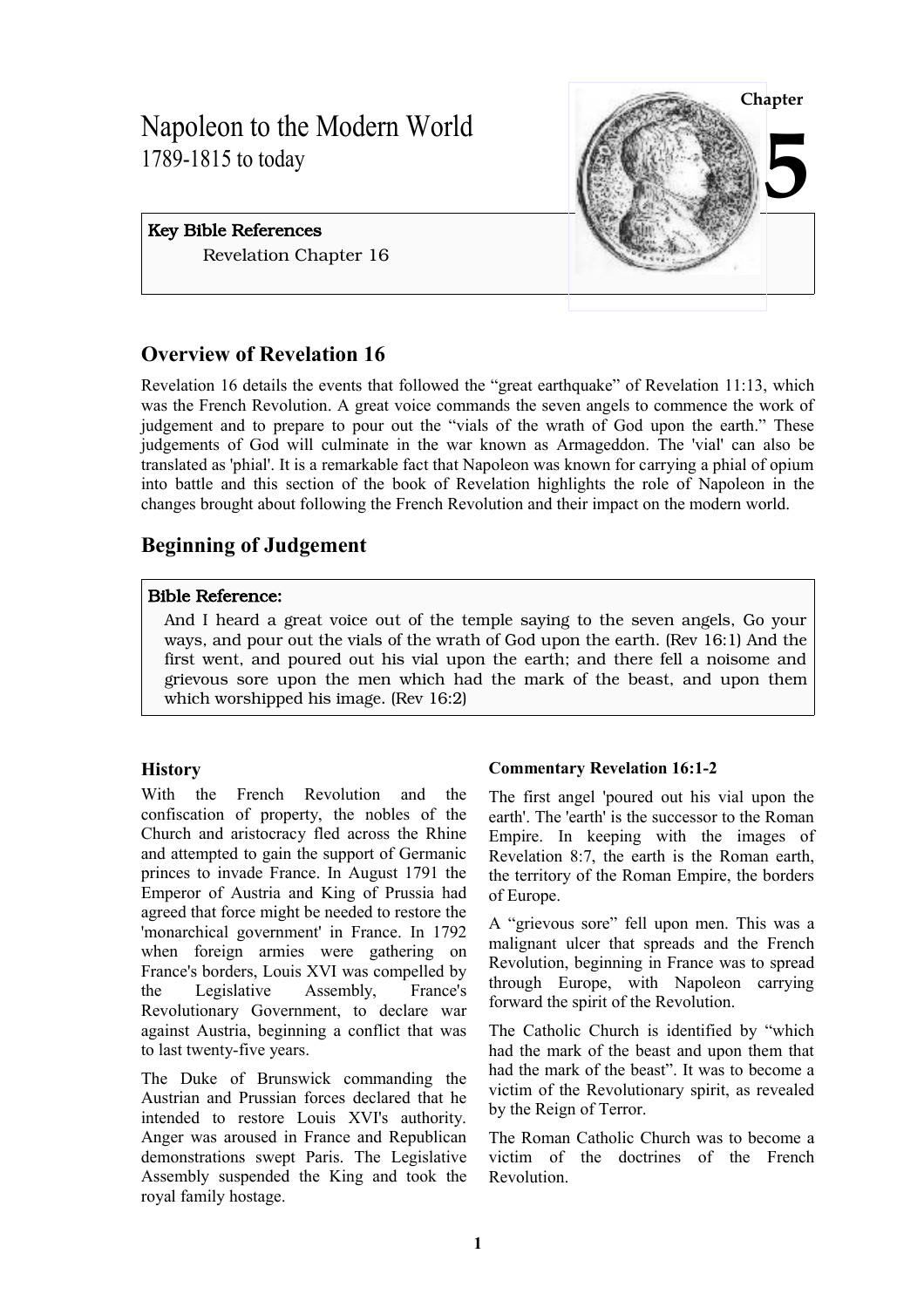Chapter 5

# Napoleon to the Modern World

1789-1815 to today

**Key Bible References**

Revelation Chapter 16

## Overview of Revelation 16

Revelation 16 details the events that followed the "great earthquake" of Revelation 11:13, which was the French Revolution. A great voice commands the seven angels to commence the work of judgement and to prepare to pour out the "vials of the wrath of God upon the earth." These judgements of God will culminate in the war known as Armageddon. The 'vial' can also be translated as 'phial'. It is a remarkable fact that Napoleon was known for carrying a phial of opium into battle and this section of the book of Revelation highlights the role of Napoleon in the changes brought about following the French Revolution and their impact on the modern world.

## Beginning of Judgement

**Bible Reference:**

And I heard a great voice out of the temple saying to the seven angels, Go your ways, and pour out the vials of the wrath of God upon the earth. (Rev 16:1) And the first went, and poured out his vial upon the earth; and there fell a noisome and grievous sore upon the men which had the mark of the beast, and upon them which worshipped his image. (Rev 16:2)

### History

With the French Revolution and the confiscation of property, the nobles of the Church and aristocracy fled across the Rhine and attempted to gain the support of Germanic princes to invade France. In August 1791 the Emperor of Austria and King of Prussia had agreed that force might be needed to restore the 'monarchical government' in France. In 1792 when foreign armies were gathering on France's borders, Louis XVI was compelled by the Legislative Assembly, France's Revolutionary Government, to declare war against Austria, beginning a conflict that was to last twenty-five years.

The Duke of Brunswick commanding the Austrian and Prussian forces declared that he intended to restore Louis XVI's authority. Anger was aroused in France and Republican demonstrations swept Paris. The Legislative Assembly suspended the King and took the royal family hostage.

### Commentary Revelation 16:1-2

The first angel 'poured out his vial upon the earth'. The 'earth' is the successor to the Roman Empire. In keeping with the images of Revelation 8:7, the earth is the Roman earth, the territory of the Roman Empire, the borders of Europe.

A "grievous sore" fell upon men. This was a malignant ulcer that spreads and the French Revolution, beginning in France was to spread through Europe, with Napoleon carrying forward the spirit of the Revolution.

The Catholic Church is identified by "which had the mark of the beast and upon them that had the mark of the beast". It was to become a victim of the Revolutionary spirit, as revealed by the Reign of Terror.

The Roman Catholic Church was to become a victim of the doctrines of the French Revolution.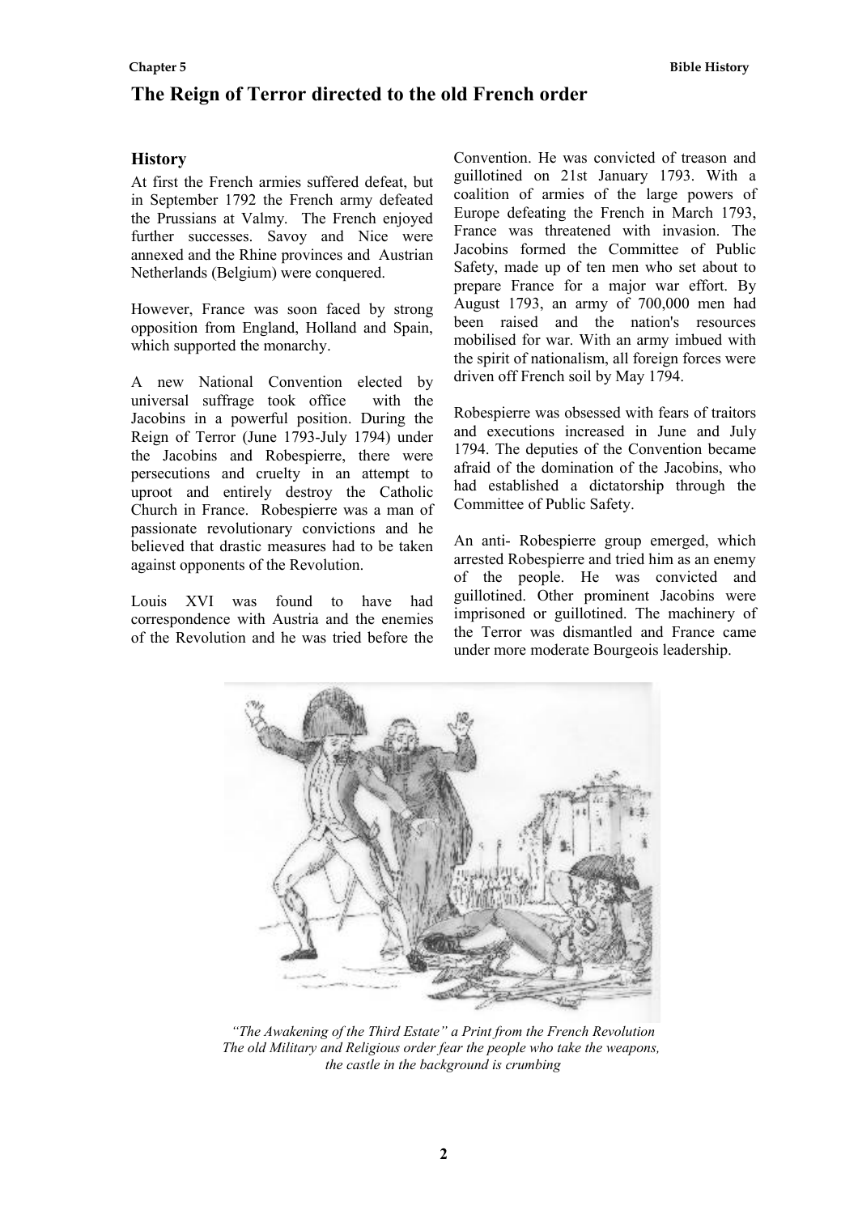# The Reign of Terror directed to the old French order

## History

At first the French armies suffered defeat, but in September 1792 the French army defeated the Prussians at Valmy. The French enjoyed further successes. Savoy and Nice were annexed and the Rhine provinces and Austrian Netherlands (Belgium) were conquered.

However, France was soon faced by strong opposition from England, Holland and Spain, which supported the monarchy.

A new National Convention elected by universal suffrage took office with the Jacobins in a powerful position. During the Reign of Terror (June 1793-July 1794) under the Jacobins and Robespierre, there were persecutions and cruelty in an attempt to uproot and entirely destroy the Catholic Church in France. Robespierre was a man of passionate revolutionary convictions and he believed that drastic measures had to be taken against opponents of the Revolution.

Louis XVI was found to have had correspondence with Austria and the enemies of the Revolution and he was tried before the Convention. He was convicted of treason and guillotined on 21st January 1793. With a coalition of armies of the large powers of Europe defeating the French in March 1793, France was threatened with invasion. The Jacobins formed the Committee of Public Safety, made up of ten men who set about to prepare France for a major war effort. By August 1793, an army of 700,000 men had been raised and the nation's resources mobilised for war. With an army imbued with the spirit of nationalism, all foreign forces were driven off French soil by May 1794.

Robespierre was obsessed with fears of traitors and executions increased in June and July 1794. The deputies of the Convention became afraid of the domination of the Jacobins, who had established a dictatorship through the Committee of Public Safety.

An anti- Robespierre group emerged, which arrested Robespierre and tried him as an enemy of the people. He was convicted and guillotined. Other prominent Jacobins were imprisoned or guillotined. The machinery of the Terror was dismantled and France came under more moderate Bourgeois leadership.

*"The Awakening of the Third Estate" a Print from the French Revolution*
*The old Military and Religious order fear the people who take the weapons, the castle in the background is crumbing*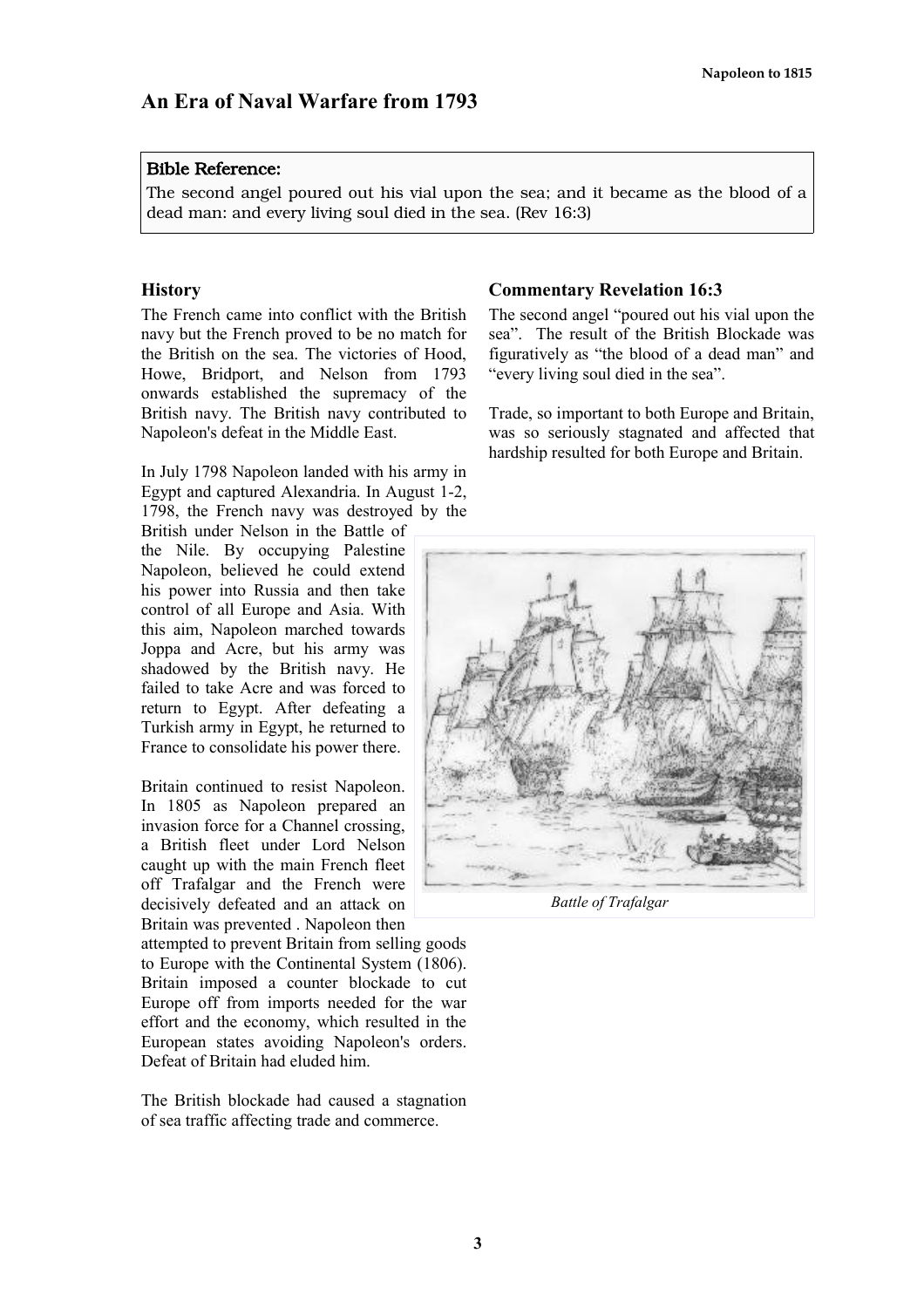# An Era of Naval Warfare from 1793

**Bible Reference:**

The second angel poured out his vial upon the sea; and it became as the blood of a dead man: and every living soul died in the sea. (Rev 16:3)

## History

The French came into conflict with the British navy but the French proved to be no match for the British on the sea. The victories of Hood, Howe, Bridport, and Nelson from 1793 onwards established the supremacy of the British navy. The British navy contributed to Napoleon's defeat in the Middle East.

In July 1798 Napoleon landed with his army in Egypt and captured Alexandria. In August 1-2, 1798, the French navy was destroyed by the British under Nelson in the Battle of the Nile. By occupying Palestine Napoleon, believed he could extend his power into Russia and then take control of all Europe and Asia. With this aim, Napoleon marched towards Joppa and Acre, but his army was shadowed by the British navy. He failed to take Acre and was forced to return to Egypt. After defeating a Turkish army in Egypt, he returned to France to consolidate his power there.

Britain continued to resist Napoleon. In 1805 as Napoleon prepared an invasion force for a Channel crossing, a British fleet under Lord Nelson caught up with the main French fleet off Trafalgar and the French were decisively defeated and an attack on Britain was prevented . Napoleon then attempted to prevent Britain from selling goods to Europe with the Continental System (1806). Britain imposed a counter blockade to cut Europe off from imports needed for the war effort and the economy, which resulted in the European states avoiding Napoleon's orders. Defeat of Britain had eluded him.

The British blockade had caused a stagnation of sea traffic affecting trade and commerce.

## Commentary Revelation 16:3

The second angel "poured out his vial upon the sea". The result of the British Blockade was figuratively as "the blood of a dead man" and "every living soul died in the sea".

Trade, so important to both Europe and Britain, was so seriously stagnated and affected that hardship resulted for both Europe and Britain.

*Battle of Trafalgar*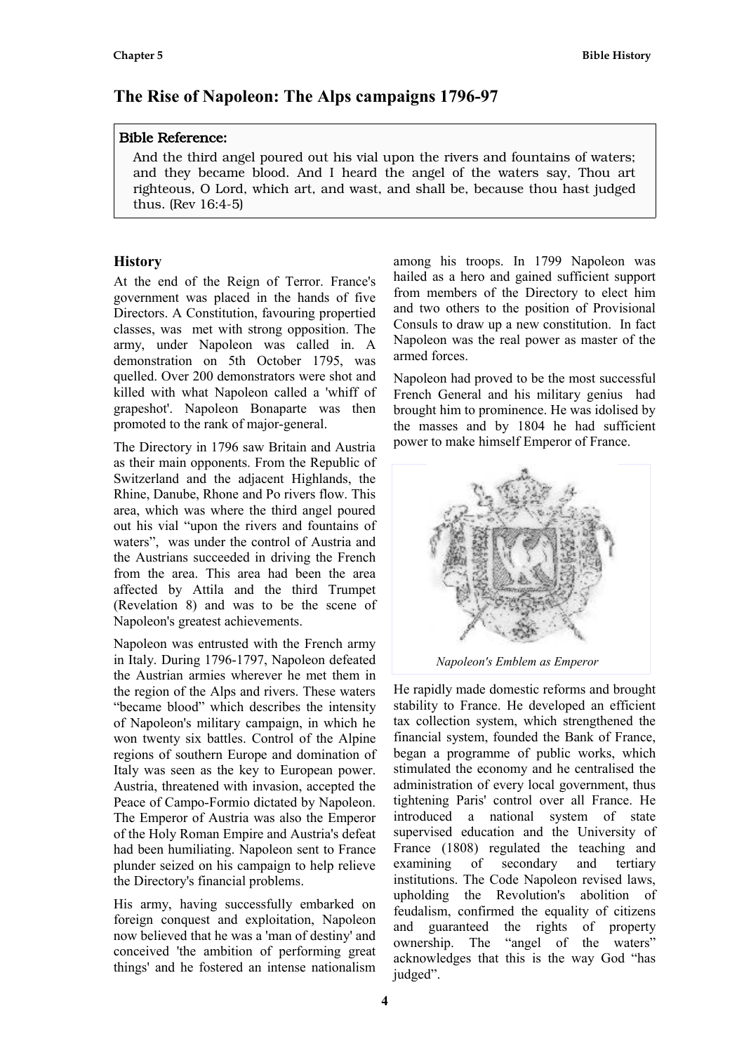# The Rise of Napoleon: The Alps campaigns 1796-97

**Bible Reference:**

And the third angel poured out his vial upon the rivers and fountains of waters; and they became blood. And I heard the angel of the waters say, Thou art righteous, O Lord, which art, and wast, and shall be, because thou hast judged thus. (Rev 16:4-5)

## History

At the end of the Reign of Terror. France's government was placed in the hands of five Directors. A Constitution, favouring propertied classes, was met with strong opposition. The army, under Napoleon was called in. A demonstration on 5th October 1795, was quelled. Over 200 demonstrators were shot and killed with what Napoleon called a 'whiff of grapeshot'. Napoleon Bonaparte was then promoted to the rank of major-general.

The Directory in 1796 saw Britain and Austria as their main opponents. From the Republic of Switzerland and the adjacent Highlands, the Rhine, Danube, Rhone and Po rivers flow. This area, which was where the third angel poured out his vial "upon the rivers and fountains of waters", was under the control of Austria and the Austrians succeeded in driving the French from the area. This area had been the area affected by Attila and the third Trumpet (Revelation 8) and was to be the scene of Napoleon's greatest achievements.

Napoleon was entrusted with the French army in Italy. During 1796-1797, Napoleon defeated the Austrian armies wherever he met them in the region of the Alps and rivers. These waters "became blood" which describes the intensity of Napoleon's military campaign, in which he won twenty six battles. Control of the Alpine regions of southern Europe and domination of Italy was seen as the key to European power. Austria, threatened with invasion, accepted the Peace of Campo-Formio dictated by Napoleon. The Emperor of Austria was also the Emperor of the Holy Roman Empire and Austria's defeat had been humiliating. Napoleon sent to France plunder seized on his campaign to help relieve the Directory's financial problems.

His army, having successfully embarked on foreign conquest and exploitation, Napoleon now believed that he was a 'man of destiny' and conceived 'the ambition of performing great things' and he fostered an intense nationalism among his troops. In 1799 Napoleon was hailed as a hero and gained sufficient support from members of the Directory to elect him and two others to the position of Provisional Consuls to draw up a new constitution. In fact Napoleon was the real power as master of the armed forces.

Napoleon had proved to be the most successful French General and his military genius had brought him to prominence. He was idolised by the masses and by 1804 he had sufficient power to make himself Emperor of France.

*Napoleon's Emblem as Emperor*

He rapidly made domestic reforms and brought stability to France. He developed an efficient tax collection system, which strengthened the financial system, founded the Bank of France, began a programme of public works, which stimulated the economy and he centralised the administration of every local government, thus tightening Paris' control over all France. He introduced a national system of state supervised education and the University of France (1808) regulated the teaching and examining of secondary and tertiary institutions. The Code Napoleon revised laws, upholding the Revolution's abolition of feudalism, confirmed the equality of citizens and guaranteed the rights of property ownership. The "angel of the waters" acknowledges that this is the way God "has judged".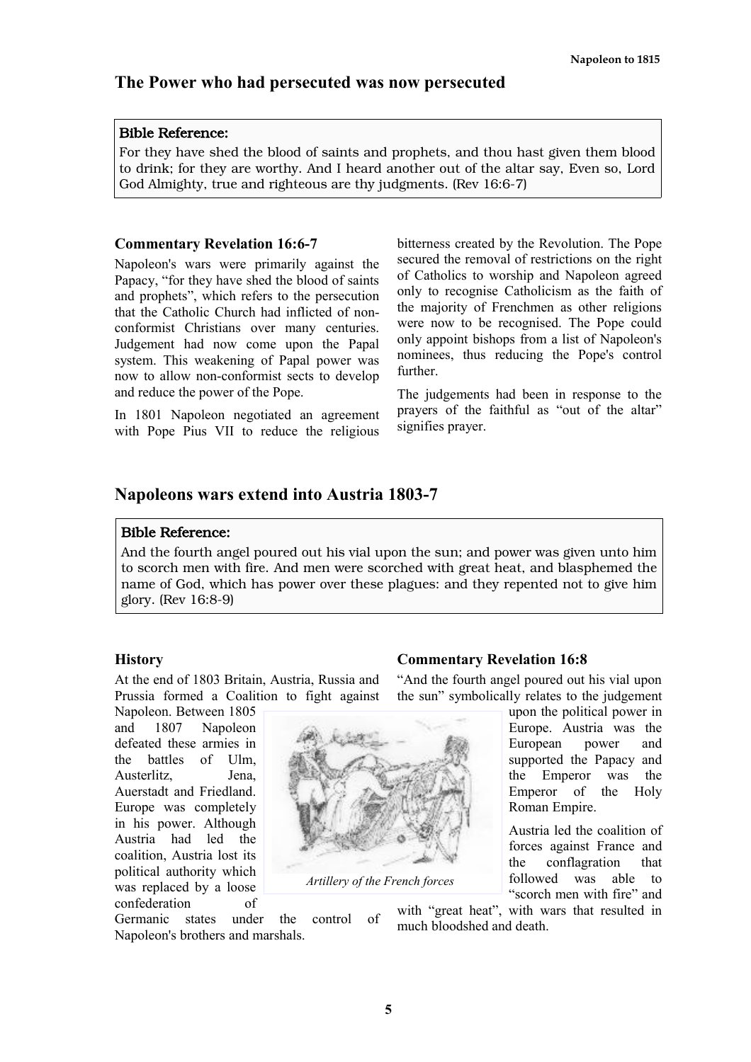## The Power who had persecuted was now persecuted

**Bible Reference:**

For they have shed the blood of saints and prophets, and thou hast given them blood to drink; for they are worthy. And I heard another out of the altar say, Even so, Lord God Almighty, true and righteous are thy judgments. (Rev 16:6-7)

### Commentary Revelation 16:6-7

Napoleon's wars were primarily against the Papacy, "for they have shed the blood of saints and prophets", which refers to the persecution that the Catholic Church had inflicted of non-conformist Christians over many centuries. Judgement had now come upon the Papal system. This weakening of Papal power was now to allow non-conformist sects to develop and reduce the power of the Pope.

In 1801 Napoleon negotiated an agreement with Pope Pius VII to reduce the religious bitterness created by the Revolution. The Pope secured the removal of restrictions on the right of Catholics to worship and Napoleon agreed only to recognise Catholicism as the faith of the majority of Frenchmen as other religions were now to be recognised. The Pope could only appoint bishops from a list of Napoleon's nominees, thus reducing the Pope's control further.

The judgements had been in response to the prayers of the faithful as "out of the altar" signifies prayer.

## Napoleons wars extend into Austria 1803-7

**Bible Reference:**

And the fourth angel poured out his vial upon the sun; and power was given unto him to scorch men with fire. And men were scorched with great heat, and blasphemed the name of God, which has power over these plagues: and they repented not to give him glory. (Rev 16:8-9)

### History

At the end of 1803 Britain, Austria, Russia and Prussia formed a Coalition to fight against Napoleon. Between 1805 and 1807 Napoleon defeated these armies in the battles of Ulm, Austerlitz, Jena, Auerstadt and Friedland. Europe was completely in his power. Although Austria had led the coalition, Austria lost its political authority which was replaced by a loose confederation of Germanic states under the control of Napoleon's brothers and marshals.

*Artillery of the French forces*

### Commentary Revelation 16:8

"And the fourth angel poured out his vial upon the sun" symbolically relates to the judgement upon the political power in Europe. Austria was the European power and supported the Papacy and the Emperor was the Emperor of the Holy Roman Empire.

Austria led the coalition of forces against France and the conflagration that followed was able to "scorch men with fire" and with "great heat", with wars that resulted in much bloodshed and death.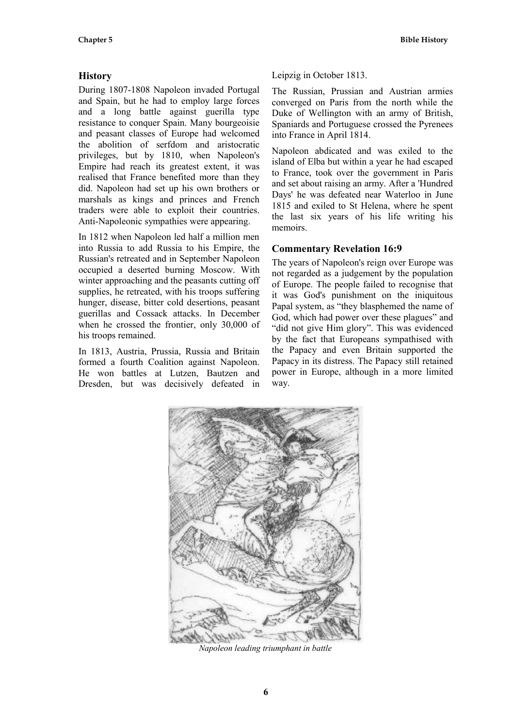## History

During 1807-1808 Napoleon invaded Portugal and Spain, but he had to employ large forces and a long battle against guerilla type resistance to conquer Spain. Many bourgeoisie and peasant classes of Europe had welcomed the abolition of serfdom and aristocratic privileges, but by 1810, when Napoleon's Empire had reach its greatest extent, it was realised that France benefited more than they did. Napoleon had set up his own brothers or marshals as kings and princes and French traders were able to exploit their countries. Anti-Napoleonic sympathies were appearing.

In 1812 when Napoleon led half a million men into Russia to add Russia to his Empire, the Russian's retreated and in September Napoleon occupied a deserted burning Moscow. With winter approaching and the peasants cutting off supplies, he retreated, with his troops suffering hunger, disease, bitter cold desertions, peasant guerillas and Cossack attacks. In December when he crossed the frontier, only 30,000 of his troops remained.

In 1813, Austria, Prussia, Russia and Britain formed a fourth Coalition against Napoleon. He won battles at Lutzen, Bautzen and Dresden, but was decisively defeated in Leipzig in October 1813.

The Russian, Prussian and Austrian armies converged on Paris from the north while the Duke of Wellington with an army of British, Spaniards and Portuguese crossed the Pyrenees into France in April 1814.

Napoleon abdicated and was exiled to the island of Elba but within a year he had escaped to France, took over the government in Paris and set about raising an army. After a 'Hundred Days' he was defeated near Waterloo in June 1815 and exiled to St Helena, where he spent the last six years of his life writing his memoirs.

## Commentary Revelation 16:9

The years of Napoleon's reign over Europe was not regarded as a judgement by the population of Europe. The people failed to recognise that it was God's punishment on the iniquitous Papal system, as "they blasphemed the name of God, which had power over these plagues" and "did not give Him glory". This was evidenced by the fact that Europeans sympathised with the Papacy and even Britain supported the Papacy in its distress. The Papacy still retained power in Europe, although in a more limited way.

*Napoleon leading triumphant in battle*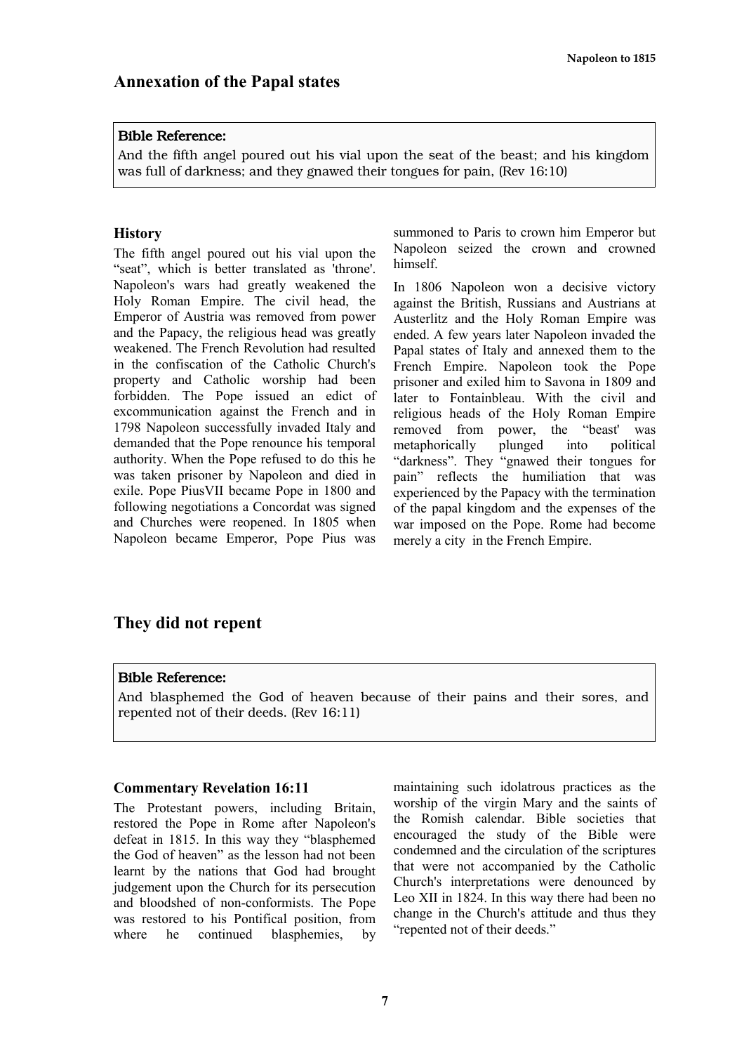## Annexation of the Papal states

**Bible Reference:**

And the fifth angel poured out his vial upon the seat of the beast; and his kingdom was full of darkness; and they gnawed their tongues for pain, (Rev 16:10)

### History

The fifth angel poured out his vial upon the "seat", which is better translated as 'throne'. Napoleon's wars had greatly weakened the Holy Roman Empire. The civil head, the Emperor of Austria was removed from power and the Papacy, the religious head was greatly weakened. The French Revolution had resulted in the confiscation of the Catholic Church's property and Catholic worship had been forbidden. The Pope issued an edict of excommunication against the French and in 1798 Napoleon successfully invaded Italy and demanded that the Pope renounce his temporal authority. When the Pope refused to do this he was taken prisoner by Napoleon and died in exile. Pope PiusVII became Pope in 1800 and following negotiations a Concordat was signed and Churches were reopened. In 1805 when Napoleon became Emperor, Pope Pius was summoned to Paris to crown him Emperor but Napoleon seized the crown and crowned himself.

In 1806 Napoleon won a decisive victory against the British, Russians and Austrians at Austerlitz and the Holy Roman Empire was ended. A few years later Napoleon invaded the Papal states of Italy and annexed them to the French Empire. Napoleon took the Pope prisoner and exiled him to Savona in 1809 and later to Fontainbleau. With the civil and religious heads of the Holy Roman Empire removed from power, the "beast' was metaphorically plunged into political "darkness". They "gnawed their tongues for pain" reflects the humiliation that was experienced by the Papacy with the termination of the papal kingdom and the expenses of the war imposed on the Pope. Rome had become merely a city in the French Empire.

## They did not repent

**Bible Reference:**

And blasphemed the God of heaven because of their pains and their sores, and repented not of their deeds. (Rev 16:11)

### Commentary Revelation 16:11

The Protestant powers, including Britain, restored the Pope in Rome after Napoleon's defeat in 1815. In this way they "blasphemed the God of heaven" as the lesson had not been learnt by the nations that God had brought judgement upon the Church for its persecution and bloodshed of non-conformists. The Pope was restored to his Pontifical position, from where he continued blasphemies, by maintaining such idolatrous practices as the worship of the virgin Mary and the saints of the Romish calendar. Bible societies that encouraged the study of the Bible were condemned and the circulation of the scriptures that were not accompanied by the Catholic Church's interpretations were denounced by Leo XII in 1824. In this way there had been no change in the Church's attitude and thus they "repented not of their deeds."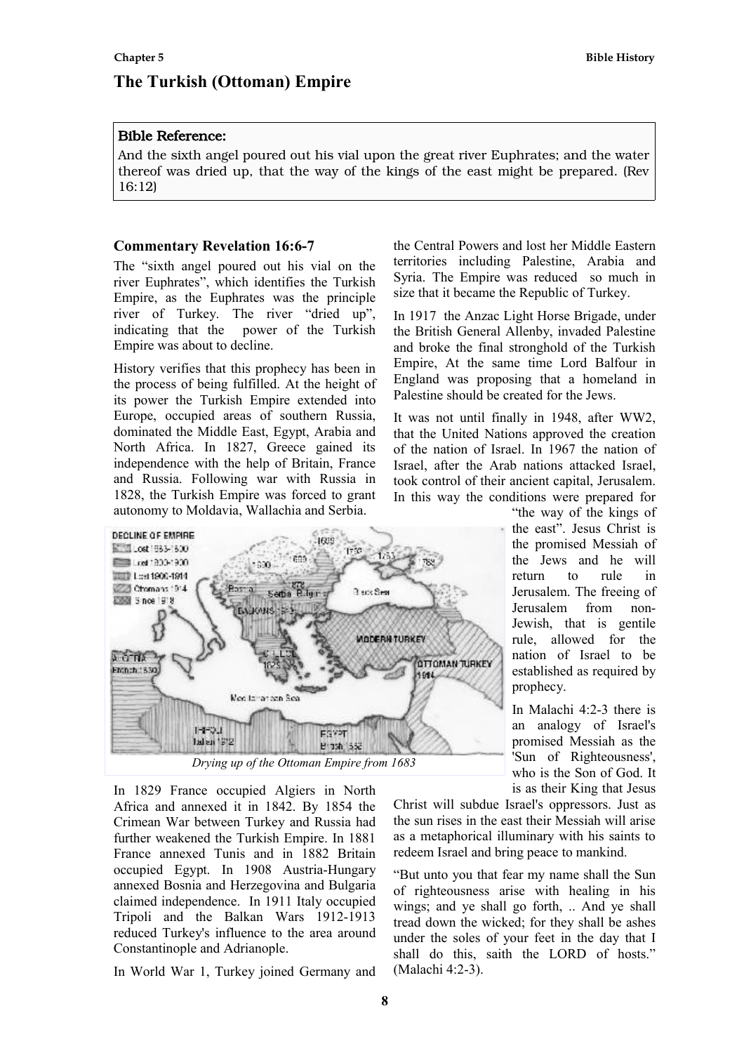# The Turkish (Ottoman) Empire

**Bible Reference:**

And the sixth angel poured out his vial upon the great river Euphrates; and the water thereof was dried up, that the way of the kings of the east might be prepared. (Rev 16:12)

### Commentary Revelation 16:6-7

The "sixth angel poured out his vial on the river Euphrates", which identifies the Turkish Empire, as the Euphrates was the principle river of Turkey. The river "dried up", indicating that the power of the Turkish Empire was about to decline.

History verifies that this prophecy has been in the process of being fulfilled. At the height of its power the Turkish Empire extended into Europe, occupied areas of southern Russia, dominated the Middle East, Egypt, Arabia and North Africa. In 1827, Greece gained its independence with the help of Britain, France and Russia. Following war with Russia in 1828, the Turkish Empire was forced to grant autonomy to Moldavia, Wallachia and Serbia.

*Drying up of the Ottoman Empire from 1683*

In 1829 France occupied Algiers in North Africa and annexed it in 1842. By 1854 the Crimean War between Turkey and Russia had further weakened the Turkish Empire. In 1881 France annexed Tunis and in 1882 Britain occupied Egypt. In 1908 Austria-Hungary annexed Bosnia and Herzegovina and Bulgaria claimed independence. In 1911 Italy occupied Tripoli and the Balkan Wars 1912-1913 reduced Turkey's influence to the area around Constantinople and Adrianople.

In World War 1, Turkey joined Germany and the Central Powers and lost her Middle Eastern territories including Palestine, Arabia and Syria. The Empire was reduced so much in size that it became the Republic of Turkey.

In 1917 the Anzac Light Horse Brigade, under the British General Allenby, invaded Palestine and broke the final stronghold of the Turkish Empire, At the same time Lord Balfour in England was proposing that a homeland in Palestine should be created for the Jews.

It was not until finally in 1948, after WW2, that the United Nations approved the creation of the nation of Israel. In 1967 the nation of Israel, after the Arab nations attacked Israel, took control of their ancient capital, Jerusalem. In this way the conditions were prepared for "the way of the kings of the east". Jesus Christ is the promised Messiah of the Jews and he will return to rule in Jerusalem. The freeing of Jerusalem from non-Jewish, that is gentile rule, allowed for the nation of Israel to be established as required by prophecy.

In Malachi 4:2-3 there is an analogy of Israel's promised Messiah as the 'Sun of Righteousness', who is the Son of God. It is as their King that Jesus Christ will subdue Israel's oppressors. Just as the sun rises in the east their Messiah will arise as a metaphorical illuminary with his saints to redeem Israel and bring peace to mankind.

"But unto you that fear my name shall the Sun of righteousness arise with healing in his wings; and ye shall go forth, .. And ye shall tread down the wicked; for they shall be ashes under the soles of your feet in the day that I shall do this, saith the LORD of hosts." (Malachi 4:2-3).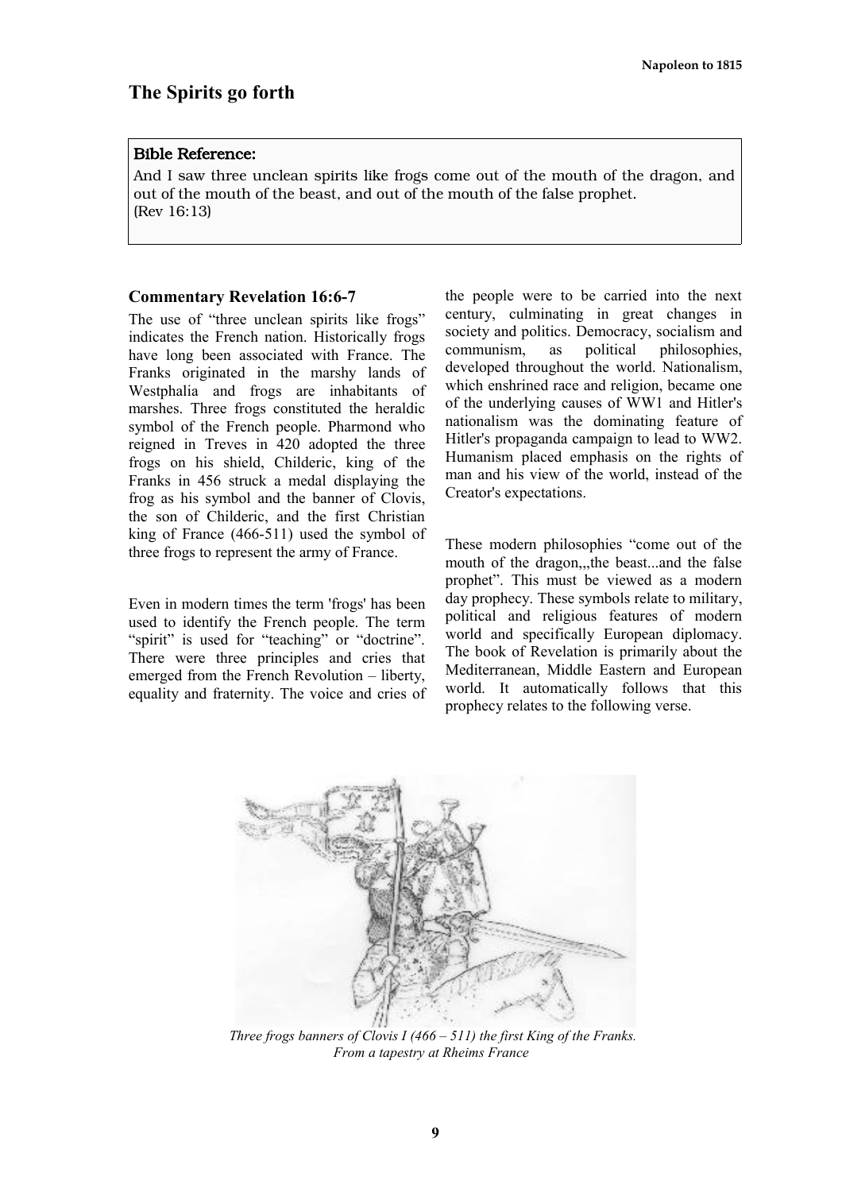# The Spirits go forth

**Bible Reference:**

And I saw three unclean spirits like frogs come out of the mouth of the dragon, and out of the mouth of the beast, and out of the mouth of the false prophet.
(Rev 16:13)

### Commentary Revelation 16:6-7

The use of "three unclean spirits like frogs" indicates the French nation. Historically frogs have long been associated with France. The Franks originated in the marshy lands of Westphalia and frogs are inhabitants of marshes. Three frogs constituted the heraldic symbol of the French people. Pharmond who reigned in Treves in 420 adopted the three frogs on his shield, Childeric, king of the Franks in 456 struck a medal displaying the frog as his symbol and the banner of Clovis, the son of Childeric, and the first Christian king of France (466-511) used the symbol of three frogs to represent the army of France.

Even in modern times the term 'frogs' has been used to identify the French people. The term "spirit" is used for "teaching" or "doctrine". There were three principles and cries that emerged from the French Revolution – liberty, equality and fraternity. The voice and cries of the people were to be carried into the next century, culminating in great changes in society and politics. Democracy, socialism and communism, as political philosophies, developed throughout the world. Nationalism, which enshrined race and religion, became one of the underlying causes of WW1 and Hitler's nationalism was the dominating feature of Hitler's propaganda campaign to lead to WW2. Humanism placed emphasis on the rights of man and his view of the world, instead of the Creator's expectations.

These modern philosophies "come out of the mouth of the dragon,,,the beast...and the false prophet". This must be viewed as a modern day prophecy. These symbols relate to military, political and religious features of modern world and specifically European diplomacy. The book of Revelation is primarily about the Mediterranean, Middle Eastern and European world. It automatically follows that this prophecy relates to the following verse.

*Three frogs banners of Clovis I (466 – 511) the first King of the Franks. From a tapestry at Rheims France*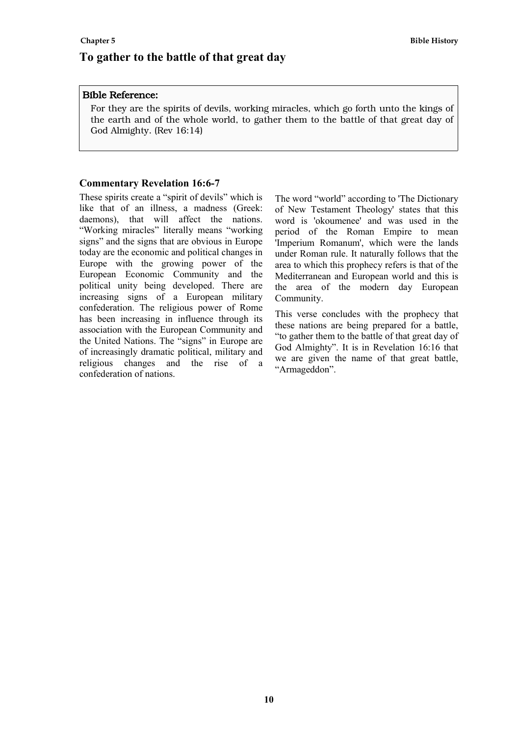# To gather to the battle of that great day

**Bible Reference:**

For they are the spirits of devils, working miracles, which go forth unto the kings of the earth and of the whole world, to gather them to the battle of that great day of God Almighty. (Rev 16:14)

## Commentary Revelation 16:6-7

These spirits create a "spirit of devils" which is like that of an illness, a madness (Greek: daemons), that will affect the nations. "Working miracles" literally means "working signs" and the signs that are obvious in Europe today are the economic and political changes in Europe with the growing power of the European Economic Community and the political unity being developed. There are increasing signs of a European military confederation. The religious power of Rome has been increasing in influence through its association with the European Community and the United Nations. The "signs" in Europe are of increasingly dramatic political, military and religious changes and the rise of a confederation of nations.

The word "world" according to 'The Dictionary of New Testament Theology' states that this word is 'okoumenee' and was used in the period of the Roman Empire to mean 'Imperium Romanum', which were the lands under Roman rule. It naturally follows that the area to which this prophecy refers is that of the Mediterranean and European world and this is the area of the modern day European Community.

This verse concludes with the prophecy that these nations are being prepared for a battle, "to gather them to the battle of that great day of God Almighty". It is in Revelation 16:16 that we are given the name of that great battle, "Armageddon".